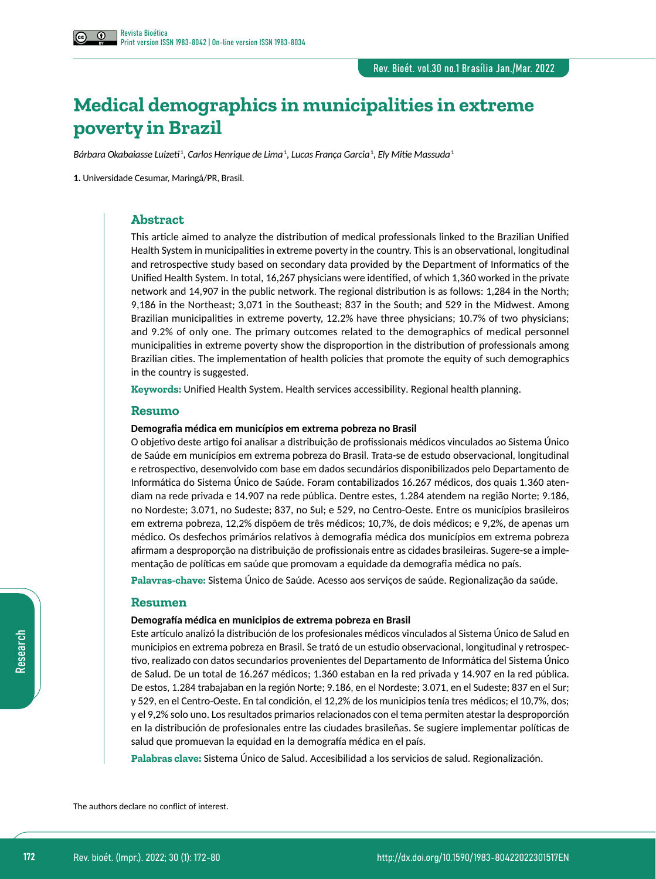# Medical demographics in municipalities in extreme poverty in Brazil

*Bárbara Okabaiasse Luizeti*[1], *Carlos Henrique de Lima*[1], *Lucas França Garcia*[1], *Ely Mitie Massuda*[1]

**1.** Universidade Cesumar, Maringá/PR, Brasil.

## Abstract

This article aimed to analyze the distribution of medical professionals linked to the Brazilian Unified Health System in municipalities in extreme poverty in the country. This is an observational, longitudinal and retrospective study based on secondary data provided by the Department of Informatics of the Unified Health System. In total, 16,267 physicians were identified, of which 1,360 worked in the private network and 14,907 in the public network. The regional distribution is as follows: 1,284 in the North; 9,186 in the Northeast; 3,071 in the Southeast; 837 in the South; and 529 in the Midwest. Among Brazilian municipalities in extreme poverty, 12.2% have three physicians; 10.7% of two physicians; and 9.2% of only one. The primary outcomes related to the demographics of medical personnel municipalities in extreme poverty show the disproportion in the distribution of professionals among Brazilian cities. The implementation of health policies that promote the equity of such demographics in the country is suggested.

**Keywords:** Unified Health System. Health services accessibility. Regional health planning.

## Resumo

**Demografia médica em municípios em extrema pobreza no Brasil**

O objetivo deste artigo foi analisar a distribuição de profissionais médicos vinculados ao Sistema Único de Saúde em municípios em extrema pobreza do Brasil. Trata-se de estudo observacional, longitudinal e retrospectivo, desenvolvido com base em dados secundários disponibilizados pelo Departamento de Informática do Sistema Único de Saúde. Foram contabilizados 16.267 médicos, dos quais 1.360 atendiam na rede privada e 14.907 na rede pública. Dentre estes, 1.284 atendem na região Norte; 9.186, no Nordeste; 3.071, no Sudeste; 837, no Sul; e 529, no Centro-Oeste. Entre os municípios brasileiros em extrema pobreza, 12,2% dispõem de três médicos; 10,7%, de dois médicos; e 9,2%, de apenas um médico. Os desfechos primários relativos à demografia médica dos municípios em extrema pobreza afirmam a desproporção na distribuição de profissionais entre as cidades brasileiras. Sugere-se a implementação de políticas em saúde que promovam a equidade da demografia médica no país.

**Palavras-chave:** Sistema Único de Saúde. Acesso aos serviços de saúde. Regionalização da saúde.

## Resumen

**Demografía médica en municipios de extrema pobreza en Brasil**

Este artículo analizó la distribución de los profesionales médicos vinculados al Sistema Único de Salud en municipios en extrema pobreza en Brasil. Se trató de un estudio observacional, longitudinal y retrospectivo, realizado con datos secundarios provenientes del Departamento de Informática del Sistema Único de Salud. De un total de 16.267 médicos; 1.360 estaban en la red privada y 14.907 en la red pública. De estos, 1.284 trabajaban en la región Norte; 9.186, en el Nordeste; 3.071, en el Sudeste; 837 en el Sur; y 529, en el Centro-Oeste. En tal condición, el 12,2% de los municipios tenía tres médicos; el 10,7%, dos; y el 9,2% solo uno. Los resultados primarios relacionados con el tema permiten atestar la desproporción en la distribución de profesionales entre las ciudades brasileñas. Se sugiere implementar políticas de salud que promuevan la equidad en la demografía médica en el país.

**Palabras clave:** Sistema Único de Salud. Accesibilidad a los servicios de salud. Regionalización.

The authors declare no conflict of interest.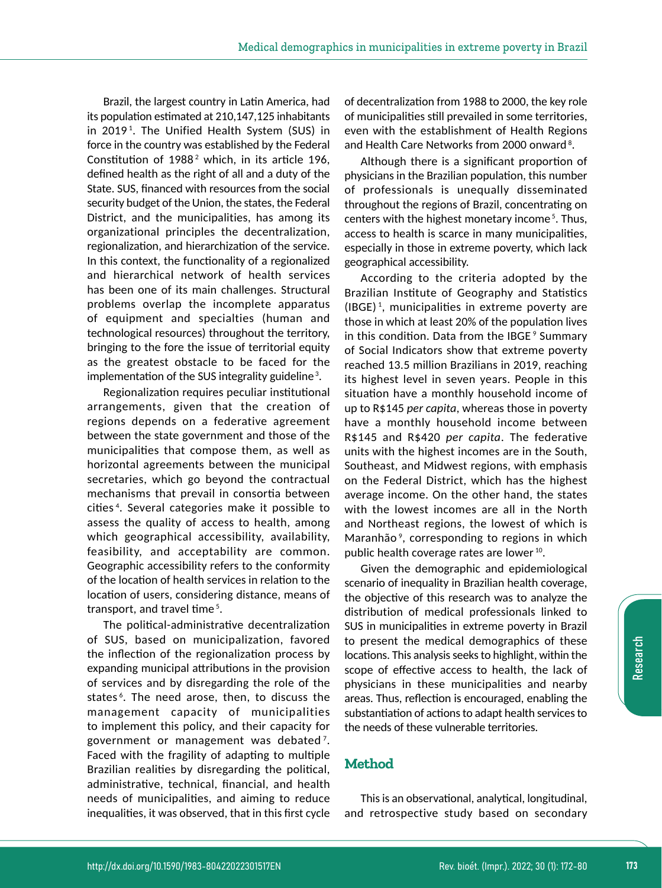Brazil, the largest country in Latin America, had its population estimated at 210,147,125 inhabitants in 2019 [1]. The Unified Health System (SUS) in force in the country was established by the Federal Constitution of 1988 [2] which, in its article 196, defined health as the right of all and a duty of the State. SUS, financed with resources from the social security budget of the Union, the states, the Federal District, and the municipalities, has among its organizational principles the decentralization, regionalization, and hierarchization of the service. In this context, the functionality of a regionalized and hierarchical network of health services has been one of its main challenges. Structural problems overlap the incomplete apparatus of equipment and specialties (human and technological resources) throughout the territory, bringing to the fore the issue of territorial equity as the greatest obstacle to be faced for the implementation of the SUS integrality guideline [3].

Regionalization requires peculiar institutional arrangements, given that the creation of regions depends on a federative agreement between the state government and those of the municipalities that compose them, as well as horizontal agreements between the municipal secretaries, which go beyond the contractual mechanisms that prevail in consortia between cities [4]. Several categories make it possible to assess the quality of access to health, among which geographical accessibility, availability, feasibility, and acceptability are common. Geographic accessibility refers to the conformity of the location of health services in relation to the location of users, considering distance, means of transport, and travel time [5].

The political-administrative decentralization of SUS, based on municipalization, favored the inflection of the regionalization process by expanding municipal attributions in the provision of services and by disregarding the role of the states [6]. The need arose, then, to discuss the management capacity of municipalities to implement this policy, and their capacity for government or management was debated [7]. Faced with the fragility of adapting to multiple Brazilian realities by disregarding the political, administrative, technical, financial, and health needs of municipalities, and aiming to reduce inequalities, it was observed, that in this first cycle of decentralization from 1988 to 2000, the key role of municipalities still prevailed in some territories, even with the establishment of Health Regions and Health Care Networks from 2000 onward [8].

Although there is a significant proportion of physicians in the Brazilian population, this number of professionals is unequally disseminated throughout the regions of Brazil, concentrating on centers with the highest monetary income [5]. Thus, access to health is scarce in many municipalities, especially in those in extreme poverty, which lack geographical accessibility.

According to the criteria adopted by the Brazilian Institute of Geography and Statistics (IBGE) [1], municipalities in extreme poverty are those in which at least 20% of the population lives in this condition. Data from the IBGE [9] Summary of Social Indicators show that extreme poverty reached 13.5 million Brazilians in 2019, reaching its highest level in seven years. People in this situation have a monthly household income of up to R$145 *per capita*, whereas those in poverty have a monthly household income between R$145 and R$420 *per capita*. The federative units with the highest incomes are in the South, Southeast, and Midwest regions, with emphasis on the Federal District, which has the highest average income. On the other hand, the states with the lowest incomes are all in the North and Northeast regions, the lowest of which is Maranhão [9], corresponding to regions in which public health coverage rates are lower [10].

Given the demographic and epidemiological scenario of inequality in Brazilian health coverage, the objective of this research was to analyze the distribution of medical professionals linked to SUS in municipalities in extreme poverty in Brazil to present the medical demographics of these locations. This analysis seeks to highlight, within the scope of effective access to health, the lack of physicians in these municipalities and nearby areas. Thus, reflection is encouraged, enabling the substantiation of actions to adapt health services to the needs of these vulnerable territories.

## Method

This is an observational, analytical, longitudinal, and retrospective study based on secondary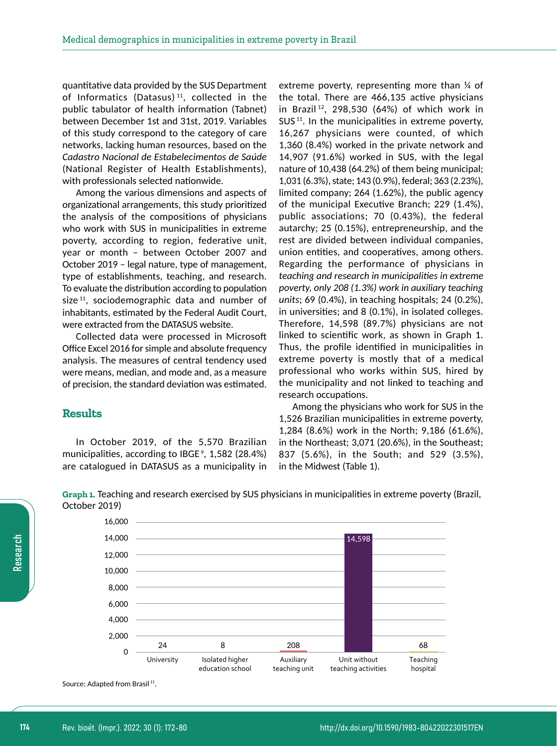quantitative data provided by the SUS Department of Informatics (Datasus)[11], collected in the public tabulator of health information (Tabnet) between December 1st and 31st, 2019. Variables of this study correspond to the category of care networks, lacking human resources, based on the *Cadastro Nacional de Estabelecimentos de Saúde* (National Register of Health Establishments), with professionals selected nationwide.

Among the various dimensions and aspects of organizational arrangements, this study prioritized the analysis of the compositions of physicians who work with SUS in municipalities in extreme poverty, according to region, federative unit, year or month – between October 2007 and October 2019 – legal nature, type of management, type of establishments, teaching, and research. To evaluate the distribution according to population size[11], sociodemographic data and number of inhabitants, estimated by the Federal Audit Court, were extracted from the DATASUS website.

Collected data were processed in Microsoft Office Excel 2016 for simple and absolute frequency analysis. The measures of central tendency used were means, median, and mode and, as a measure of precision, the standard deviation was estimated.

## Results

In October 2019, of the 5,570 Brazilian municipalities, according to IBGE[9], 1,582 (28.4%) are catalogued in DATASUS as a municipality in extreme poverty, representing more than ¼ of the total. There are 466,135 active physicians in Brazil[12], 298,530 (64%) of which work in SUS[11]. In the municipalities in extreme poverty, 16,267 physicians were counted, of which 1,360 (8.4%) worked in the private network and 14,907 (91.6%) worked in SUS, with the legal nature of 10,438 (64.2%) of them being municipal; 1,031 (6.3%), state; 143 (0.9%), federal; 363 (2.23%), limited company; 264 (1.62%), the public agency of the municipal Executive Branch; 229 (1.4%), public associations; 70 (0.43%), the federal autarchy; 25 (0.15%), entrepreneurship, and the rest are divided between individual companies, union entities, and cooperatives, among others. Regarding the performance of physicians in *teaching and research in municipalities in extreme poverty, only 208 (1.3%) work in auxiliary teaching units*; 69 (0.4%), in teaching hospitals; 24 (0.2%), in universities; and 8 (0.1%), in isolated colleges. Therefore, 14,598 (89.7%) physicians are not linked to scientific work, as shown in Graph 1. Thus, the profile identified in municipalities in extreme poverty is mostly that of a medical professional who works within SUS, hired by the municipality and not linked to teaching and research occupations.

Among the physicians who work for SUS in the 1,526 Brazilian municipalities in extreme poverty, 1,284 (8.6%) work in the North; 9,186 (61.6%), in the Northeast; 3,071 (20.6%), in the Southeast; 837 (5.6%), in the South; and 529 (3.5%), in the Midwest (Table 1).

**Graph 1.** Teaching and research exercised by SUS physicians in municipalities in extreme poverty (Brazil, October 2019)

| Category | Physicians |
|---|---|
| University | 24 |
| Isolated higher education school | 8 |
| Auxiliary teaching unit | 208 |
| Unit without teaching activities | 14,598 |
| Teaching hospital | 68 |

Source: Adapted from Brasil[11].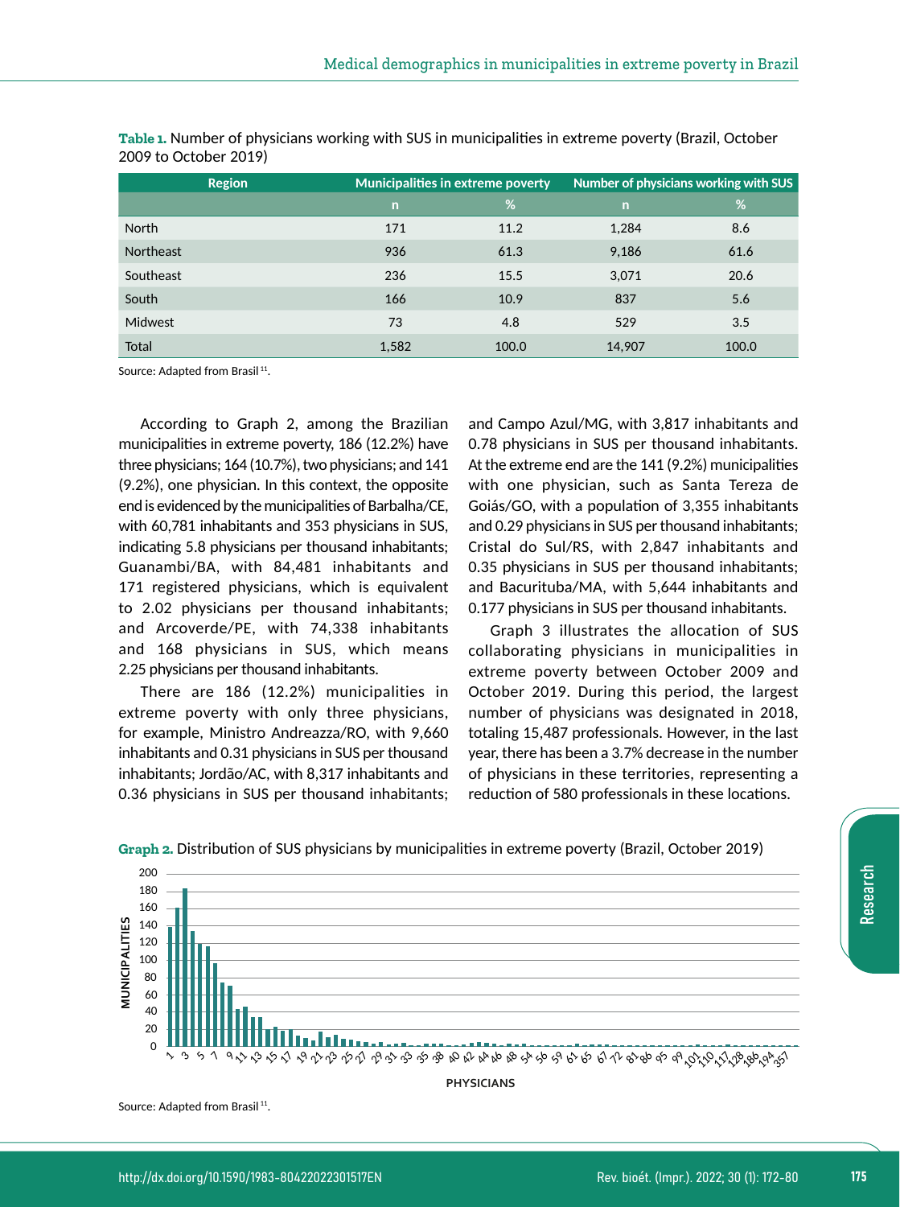**Table 1.** Number of physicians working with SUS in municipalities in extreme poverty (Brazil, October 2009 to October 2019)

| Region | Municipalities in extreme poverty | | Number of physicians working with SUS | |
|---|---|---|---|---|
| | n | % | n | % |
| North | 171 | 11.2 | 1,284 | 8.6 |
| Northeast | 936 | 61.3 | 9,186 | 61.6 |
| Southeast | 236 | 15.5 | 3,071 | 20.6 |
| South | 166 | 10.9 | 837 | 5.6 |
| Midwest | 73 | 4.8 | 529 | 3.5 |
| Total | 1,582 | 100.0 | 14,907 | 100.0 |

Source: Adapted from Brasil [11].

According to Graph 2, among the Brazilian municipalities in extreme poverty, 186 (12.2%) have three physicians; 164 (10.7%), two physicians; and 141 (9.2%), one physician. In this context, the opposite end is evidenced by the municipalities of Barbalha/CE, with 60,781 inhabitants and 353 physicians in SUS, indicating 5.8 physicians per thousand inhabitants; Guanambi/BA, with 84,481 inhabitants and 171 registered physicians, which is equivalent to 2.02 physicians per thousand inhabitants; and Arcoverde/PE, with 74,338 inhabitants and 168 physicians in SUS, which means 2.25 physicians per thousand inhabitants.

There are 186 (12.2%) municipalities in extreme poverty with only three physicians, for example, Ministro Andreazza/RO, with 9,660 inhabitants and 0.31 physicians in SUS per thousand inhabitants; Jordão/AC, with 8,317 inhabitants and 0.36 physicians in SUS per thousand inhabitants; and Campo Azul/MG, with 3,817 inhabitants and 0.78 physicians in SUS per thousand inhabitants. At the extreme end are the 141 (9.2%) municipalities with one physician, such as Santa Tereza de Goiás/GO, with a population of 3,355 inhabitants and 0.29 physicians in SUS per thousand inhabitants; Cristal do Sul/RS, with 2,847 inhabitants and 0.35 physicians in SUS per thousand inhabitants; and Bacurituba/MA, with 5,644 inhabitants and 0.177 physicians in SUS per thousand inhabitants.

Graph 3 illustrates the allocation of SUS collaborating physicians in municipalities in extreme poverty between October 2009 and October 2019. During this period, the largest number of physicians was designated in 2018, totaling 15,487 professionals. However, in the last year, there has been a 3.7% decrease in the number of physicians in these territories, representing a reduction of 580 professionals in these locations.

**Graph 2.** Distribution of SUS physicians by municipalities in extreme poverty (Brazil, October 2019)

Source: Adapted from Brasil [11].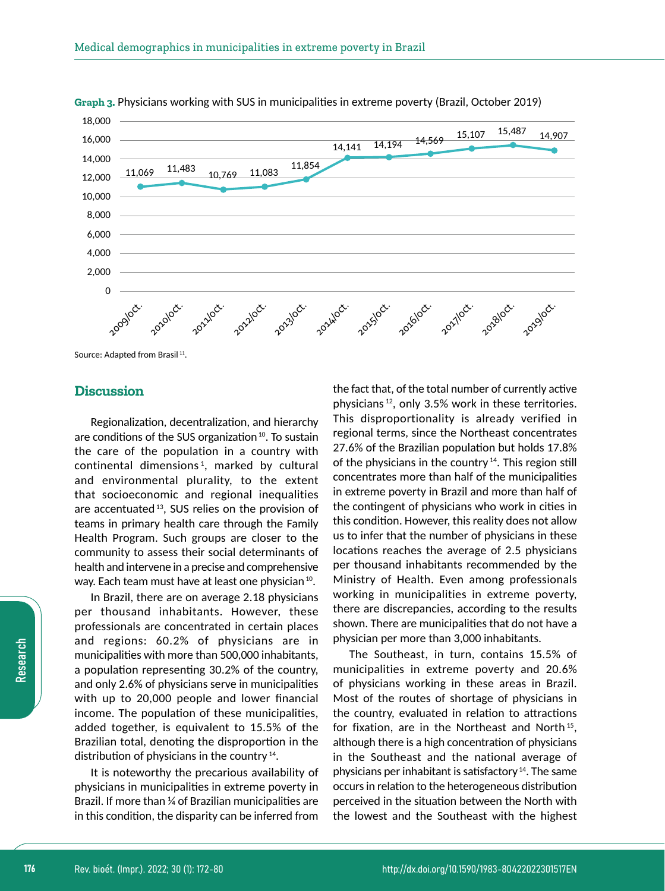**Graph 3.** Physicians working with SUS in municipalities in extreme poverty (Brazil, October 2019)

| Year | Physicians |
|---|---|
| 2009/oct. | 11,069 |
| 2010/oct. | 11,483 |
| 2011/oct. | 10,769 |
| 2012/oct. | 11,083 |
| 2013/oct. | 11,854 |
| 2014/oct. | 14,141 |
| 2015/oct. | 14,194 |
| 2016/oct. | 14,569 |
| 2017/oct. | 15,107 |
| 2018/oct. | 15,487 |
| 2019/oct. | 14,907 |

Source: Adapted from Brasil [11].

## Discussion

Regionalization, decentralization, and hierarchy are conditions of the SUS organization [10]. To sustain the care of the population in a country with continental dimensions [1], marked by cultural and environmental plurality, to the extent that socioeconomic and regional inequalities are accentuated [13], SUS relies on the provision of teams in primary health care through the Family Health Program. Such groups are closer to the community to assess their social determinants of health and intervene in a precise and comprehensive way. Each team must have at least one physician [10].

In Brazil, there are on average 2.18 physicians per thousand inhabitants. However, these professionals are concentrated in certain places and regions: 60.2% of physicians are in municipalities with more than 500,000 inhabitants, a population representing 30.2% of the country, and only 2.6% of physicians serve in municipalities with up to 20,000 people and lower financial income. The population of these municipalities, added together, is equivalent to 15.5% of the Brazilian total, denoting the disproportion in the distribution of physicians in the country [14].

It is noteworthy the precarious availability of physicians in municipalities in extreme poverty in Brazil. If more than ¼ of Brazilian municipalities are in this condition, the disparity can be inferred from the fact that, of the total number of currently active physicians [12], only 3.5% work in these territories. This disproportionality is already verified in regional terms, since the Northeast concentrates 27.6% of the Brazilian population but holds 17.8% of the physicians in the country [14]. This region still concentrates more than half of the municipalities in extreme poverty in Brazil and more than half of the contingent of physicians who work in cities in this condition. However, this reality does not allow us to infer that the number of physicians in these locations reaches the average of 2.5 physicians per thousand inhabitants recommended by the Ministry of Health. Even among professionals working in municipalities in extreme poverty, there are discrepancies, according to the results shown. There are municipalities that do not have a physician per more than 3,000 inhabitants.

The Southeast, in turn, contains 15.5% of municipalities in extreme poverty and 20.6% of physicians working in these areas in Brazil. Most of the routes of shortage of physicians in the country, evaluated in relation to attractions for fixation, are in the Northeast and North [15], although there is a high concentration of physicians in the Southeast and the national average of physicians per inhabitant is satisfactory [14]. The same occurs in relation to the heterogeneous distribution perceived in the situation between the North with the lowest and the Southeast with the highest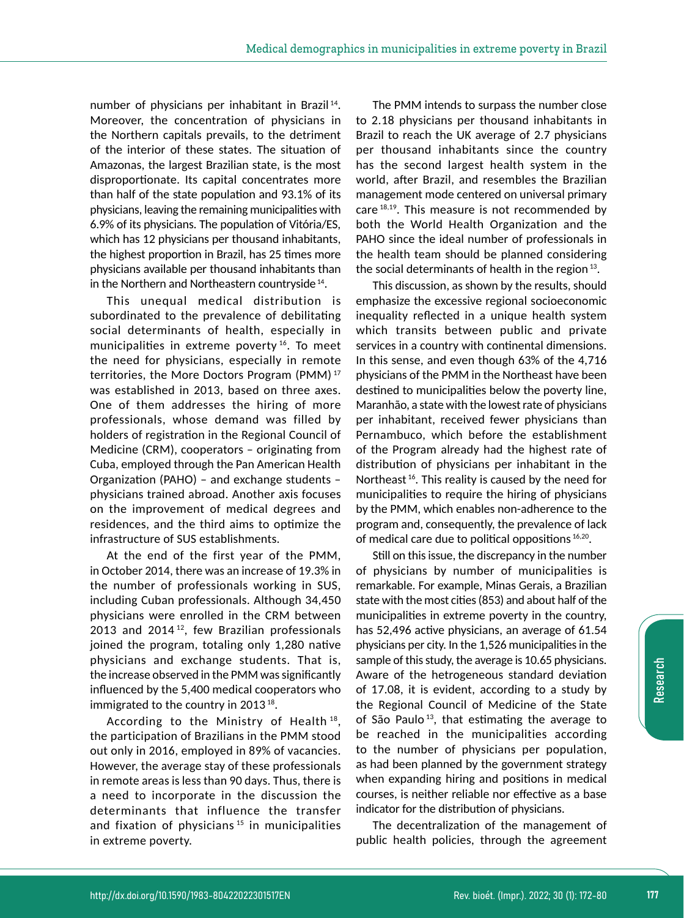number of physicians per inhabitant in Brazil [14]. Moreover, the concentration of physicians in the Northern capitals prevails, to the detriment of the interior of these states. The situation of Amazonas, the largest Brazilian state, is the most disproportionate. Its capital concentrates more than half of the state population and 93.1% of its physicians, leaving the remaining municipalities with 6.9% of its physicians. The population of Vitória/ES, which has 12 physicians per thousand inhabitants, the highest proportion in Brazil, has 25 times more physicians available per thousand inhabitants than in the Northern and Northeastern countryside [14].

This unequal medical distribution is subordinated to the prevalence of debilitating social determinants of health, especially in municipalities in extreme poverty [16]. To meet the need for physicians, especially in remote territories, the More Doctors Program (PMM) [17] was established in 2013, based on three axes. One of them addresses the hiring of more professionals, whose demand was filled by holders of registration in the Regional Council of Medicine (CRM), cooperators – originating from Cuba, employed through the Pan American Health Organization (PAHO) – and exchange students – physicians trained abroad. Another axis focuses on the improvement of medical degrees and residences, and the third aims to optimize the infrastructure of SUS establishments.

At the end of the first year of the PMM, in October 2014, there was an increase of 19.3% in the number of professionals working in SUS, including Cuban professionals. Although 34,450 physicians were enrolled in the CRM between 2013 and 2014 [12], few Brazilian professionals joined the program, totaling only 1,280 native physicians and exchange students. That is, the increase observed in the PMM was significantly influenced by the 5,400 medical cooperators who immigrated to the country in 2013 [18].

According to the Ministry of Health [18], the participation of Brazilians in the PMM stood out only in 2016, employed in 89% of vacancies. However, the average stay of these professionals in remote areas is less than 90 days. Thus, there is a need to incorporate in the discussion the determinants that influence the transfer and fixation of physicians [15] in municipalities in extreme poverty.

The PMM intends to surpass the number close to 2.18 physicians per thousand inhabitants in Brazil to reach the UK average of 2.7 physicians per thousand inhabitants since the country has the second largest health system in the world, after Brazil, and resembles the Brazilian management mode centered on universal primary care [18,19]. This measure is not recommended by both the World Health Organization and the PAHO since the ideal number of professionals in the health team should be planned considering the social determinants of health in the region [13].

This discussion, as shown by the results, should emphasize the excessive regional socioeconomic inequality reflected in a unique health system which transits between public and private services in a country with continental dimensions. In this sense, and even though 63% of the 4,716 physicians of the PMM in the Northeast have been destined to municipalities below the poverty line, Maranhão, a state with the lowest rate of physicians per inhabitant, received fewer physicians than Pernambuco, which before the establishment of the Program already had the highest rate of distribution of physicians per inhabitant in the Northeast [16]. This reality is caused by the need for municipalities to require the hiring of physicians by the PMM, which enables non-adherence to the program and, consequently, the prevalence of lack of medical care due to political oppositions [16,20].

Still on this issue, the discrepancy in the number of physicians by number of municipalities is remarkable. For example, Minas Gerais, a Brazilian state with the most cities (853) and about half of the municipalities in extreme poverty in the country, has 52,496 active physicians, an average of 61.54 physicians per city. In the 1,526 municipalities in the sample of this study, the average is 10.65 physicians. Aware of the hetrogeneous standard deviation of 17.08, it is evident, according to a study by the Regional Council of Medicine of the State of São Paulo [13], that estimating the average to be reached in the municipalities according to the number of physicians per population, as had been planned by the government strategy when expanding hiring and positions in medical courses, is neither reliable nor effective as a base indicator for the distribution of physicians.

The decentralization of the management of public health policies, through the agreement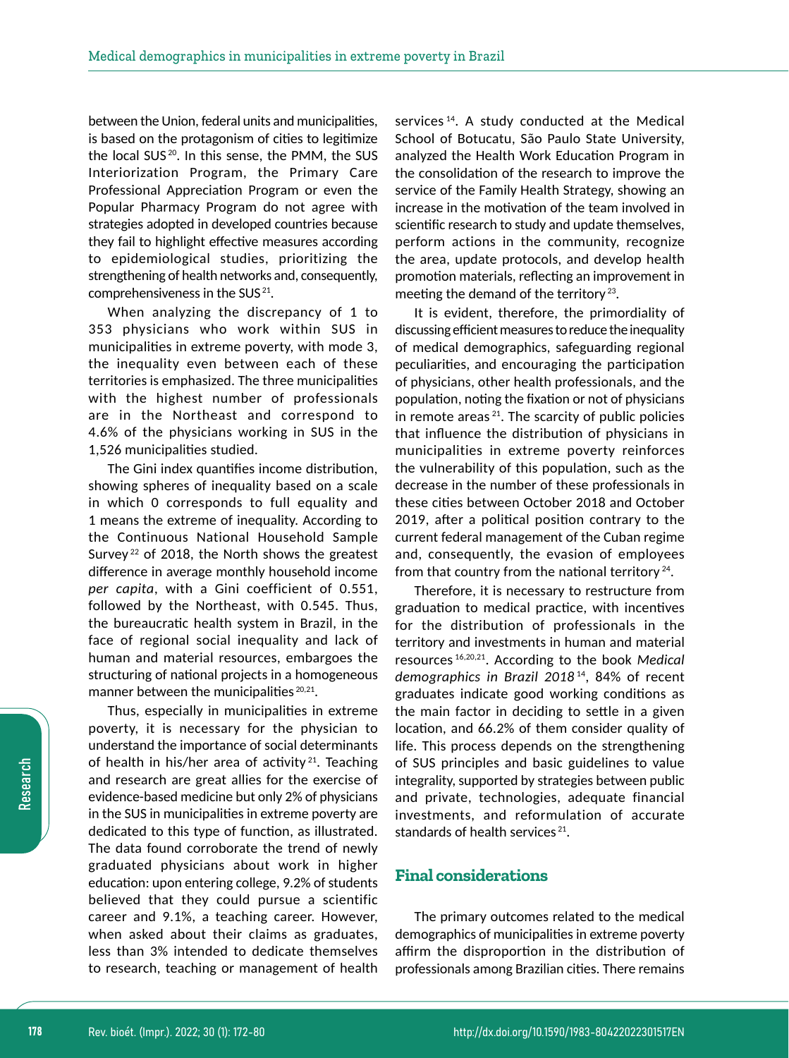between the Union, federal units and municipalities, is based on the protagonism of cities to legitimize the local SUS[20]. In this sense, the PMM, the SUS Interiorization Program, the Primary Care Professional Appreciation Program or even the Popular Pharmacy Program do not agree with strategies adopted in developed countries because they fail to highlight effective measures according to epidemiological studies, prioritizing the strengthening of health networks and, consequently, comprehensiveness in the SUS[21].

When analyzing the discrepancy of 1 to 353 physicians who work within SUS in municipalities in extreme poverty, with mode 3, the inequality even between each of these territories is emphasized. The three municipalities with the highest number of professionals are in the Northeast and correspond to 4.6% of the physicians working in SUS in the 1,526 municipalities studied.

The Gini index quantifies income distribution, showing spheres of inequality based on a scale in which 0 corresponds to full equality and 1 means the extreme of inequality. According to the Continuous National Household Sample Survey[22] of 2018, the North shows the greatest difference in average monthly household income *per capita*, with a Gini coefficient of 0.551, followed by the Northeast, with 0.545. Thus, the bureaucratic health system in Brazil, in the face of regional social inequality and lack of human and material resources, embargoes the structuring of national projects in a homogeneous manner between the municipalities[20,21].

Thus, especially in municipalities in extreme poverty, it is necessary for the physician to understand the importance of social determinants of health in his/her area of activity[21]. Teaching and research are great allies for the exercise of evidence-based medicine but only 2% of physicians in the SUS in municipalities in extreme poverty are dedicated to this type of function, as illustrated. The data found corroborate the trend of newly graduated physicians about work in higher education: upon entering college, 9.2% of students believed that they could pursue a scientific career and 9.1%, a teaching career. However, when asked about their claims as graduates, less than 3% intended to dedicate themselves to research, teaching or management of health services[14]. A study conducted at the Medical School of Botucatu, São Paulo State University, analyzed the Health Work Education Program in the consolidation of the research to improve the service of the Family Health Strategy, showing an increase in the motivation of the team involved in scientific research to study and update themselves, perform actions in the community, recognize the area, update protocols, and develop health promotion materials, reflecting an improvement in meeting the demand of the territory[23].

It is evident, therefore, the primordiality of discussing efficient measures to reduce the inequality of medical demographics, safeguarding regional peculiarities, and encouraging the participation of physicians, other health professionals, and the population, noting the fixation or not of physicians in remote areas[21]. The scarcity of public policies that influence the distribution of physicians in municipalities in extreme poverty reinforces the vulnerability of this population, such as the decrease in the number of these professionals in these cities between October 2018 and October 2019, after a political position contrary to the current federal management of the Cuban regime and, consequently, the evasion of employees from that country from the national territory[24].

Therefore, it is necessary to restructure from graduation to medical practice, with incentives for the distribution of professionals in the territory and investments in human and material resources[16,20,21]. According to the book *Medical demographics in Brazil 2018*[14], 84% of recent graduates indicate good working conditions as the main factor in deciding to settle in a given location, and 66.2% of them consider quality of life. This process depends on the strengthening of SUS principles and basic guidelines to value integrality, supported by strategies between public and private, technologies, adequate financial investments, and reformulation of accurate standards of health services[21].

## Final considerations

The primary outcomes related to the medical demographics of municipalities in extreme poverty affirm the disproportion in the distribution of professionals among Brazilian cities. There remains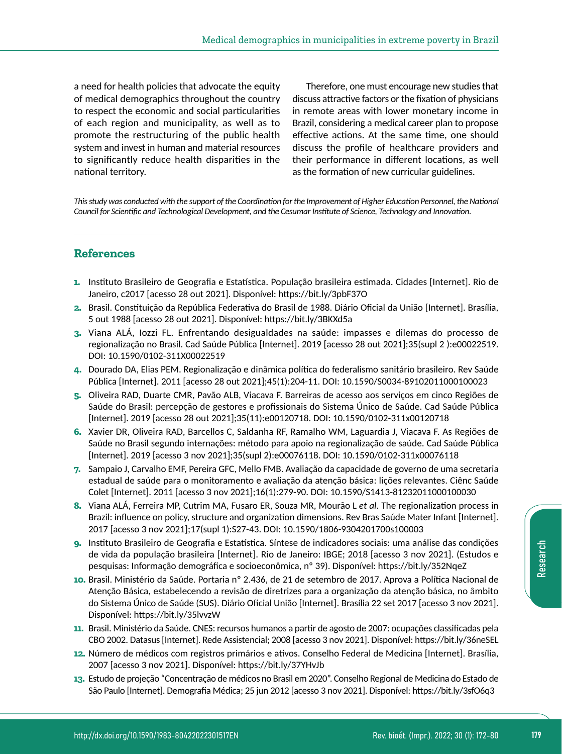a need for health policies that advocate the equity of medical demographics throughout the country to respect the economic and social particularities of each region and municipality, as well as to promote the restructuring of the public health system and invest in human and material resources to significantly reduce health disparities in the national territory.

Therefore, one must encourage new studies that discuss attractive factors or the fixation of physicians in remote areas with lower monetary income in Brazil, considering a medical career plan to propose effective actions. At the same time, one should discuss the profile of healthcare providers and their performance in different locations, as well as the formation of new curricular guidelines.

*This study was conducted with the support of the Coordination for the Improvement of Higher Education Personnel, the National Council for Scientific and Technological Development, and the Cesumar Institute of Science, Technology and Innovation.*

## References

1. Instituto Brasileiro de Geografia e Estatística. População brasileira estimada. Cidades [Internet]. Rio de Janeiro, c2017 [acesso 28 out 2021]. Disponível: https://bit.ly/3pbF37O
2. Brasil. Constituição da República Federativa do Brasil de 1988. Diário Oficial da União [Internet]. Brasília, 5 out 1988 [acesso 28 out 2021]. Disponível: https://bit.ly/3BKXd5a
3. Viana ALÁ, Iozzi FL. Enfrentando desigualdades na saúde: impasses e dilemas do processo de regionalização no Brasil. Cad Saúde Pública [Internet]. 2019 [acesso 28 out 2021];35(supl 2 ):e00022519. DOI: 10.1590/0102-311X00022519
4. Dourado DA, Elias PEM. Regionalização e dinâmica política do federalismo sanitário brasileiro. Rev Saúde Pública [Internet]. 2011 [acesso 28 out 2021];45(1):204-11. DOI: 10.1590/S0034-89102011000100023
5. Oliveira RAD, Duarte CMR, Pavão ALB, Viacava F. Barreiras de acesso aos serviços em cinco Regiões de Saúde do Brasil: percepção de gestores e profissionais do Sistema Único de Saúde. Cad Saúde Pública [Internet]. 2019 [acesso 28 out 2021];35(11):e00120718. DOI: 10.1590/0102-311x00120718
6. Xavier DR, Oliveira RAD, Barcellos C, Saldanha RF, Ramalho WM, Laguardia J, Viacava F. As Regiões de Saúde no Brasil segundo internações: método para apoio na regionalização de saúde. Cad Saúde Pública [Internet]. 2019 [acesso 3 nov 2021];35(supl 2):e00076118. DOI: 10.1590/0102-311x00076118
7. Sampaio J, Carvalho EMF, Pereira GFC, Mello FMB. Avaliação da capacidade de governo de uma secretaria estadual de saúde para o monitoramento e avaliação da atenção básica: lições relevantes. Ciênc Saúde Colet [Internet]. 2011 [acesso 3 nov 2021];16(1):279-90. DOI: 10.1590/S1413-81232011000100030
8. Viana ALÁ, Ferreira MP, Cutrim MA, Fusaro ER, Souza MR, Mourão L *et al*. The regionalization process in Brazil: influence on policy, structure and organization dimensions. Rev Bras Saúde Mater Infant [Internet]. 2017 [acesso 3 nov 2021];17(supl 1):S27-43. DOI: 10.1590/1806-9304201700s100003
9. Instituto Brasileiro de Geografia e Estatística. Síntese de indicadores sociais: uma análise das condições de vida da população brasileira [Internet]. Rio de Janeiro: IBGE; 2018 [acesso 3 nov 2021]. (Estudos e pesquisas: Informação demográfica e socioeconômica, n° 39). Disponível: https://bit.ly/352NqeZ
10. Brasil. Ministério da Saúde. Portaria n° 2.436, de 21 de setembro de 2017. Aprova a Política Nacional de Atenção Básica, estabelecendo a revisão de diretrizes para a organização da atenção básica, no âmbito do Sistema Único de Saúde (SUS). Diário Oficial União [Internet]. Brasília 22 set 2017 [acesso 3 nov 2021]. Disponível: https://bit.ly/35lvvzW
11. Brasil. Ministério da Saúde. CNES: recursos humanos a partir de agosto de 2007: ocupações classificadas pela CBO 2002. Datasus [Internet]. Rede Assistencial; 2008 [acesso 3 nov 2021]. Disponível: https://bit.ly/36neSEL
12. Número de médicos com registros primários e ativos. Conselho Federal de Medicina [Internet]. Brasília, 2007 [acesso 3 nov 2021]. Disponível: https://bit.ly/37YHvJb
13. Estudo de projeção "Concentração de médicos no Brasil em 2020". Conselho Regional de Medicina do Estado de São Paulo [Internet]. Demografia Médica; 25 jun 2012 [acesso 3 nov 2021]. Disponível: https://bit.ly/3sfO6q3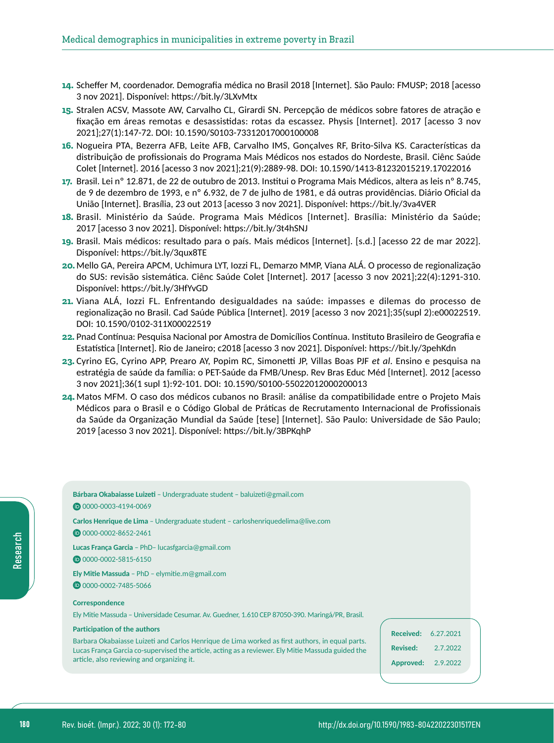14. Scheffer M, coordenador. Demografia médica no Brasil 2018 [Internet]. São Paulo: FMUSP; 2018 [acesso 3 nov 2021]. Disponível: https://bit.ly/3LXvMtx
15. Stralen ACSV, Massote AW, Carvalho CL, Girardi SN. Percepção de médicos sobre fatores de atração e fixação em áreas remotas e desassistidas: rotas da escassez. Physis [Internet]. 2017 [acesso 3 nov 2021];27(1):147-72. DOI: 10.1590/S0103-73312017000100008
16. Nogueira PTA, Bezerra AFB, Leite AFB, Carvalho IMS, Gonçalves RF, Brito-Silva KS. Características da distribuição de profissionais do Programa Mais Médicos nos estados do Nordeste, Brasil. Ciênc Saúde Colet [Internet]. 2016 [acesso 3 nov 2021];21(9):2889-98. DOI: 10.1590/1413-81232015219.17022016
17. Brasil. Lei nº 12.871, de 22 de outubro de 2013. Institui o Programa Mais Médicos, altera as leis nº 8.745, de 9 de dezembro de 1993, e nº 6.932, de 7 de julho de 1981, e dá outras providências. Diário Oficial da União [Internet]. Brasília, 23 out 2013 [acesso 3 nov 2021]. Disponível: https://bit.ly/3va4VER
18. Brasil. Ministério da Saúde. Programa Mais Médicos [Internet]. Brasília: Ministério da Saúde; 2017 [acesso 3 nov 2021]. Disponível: https://bit.ly/3t4hSNJ
19. Brasil. Mais médicos: resultado para o país. Mais médicos [Internet]. [s.d.] [acesso 22 de mar 2022]. Disponível: https://bit.ly/3qux8TE
20. Mello GA, Pereira APCM, Uchimura LYT, Iozzi FL, Demarzo MMP, Viana ALÁ. O processo de regionalização do SUS: revisão sistemática. Ciênc Saúde Colet [Internet]. 2017 [acesso 3 nov 2021];22(4):1291-310. Disponível: https://bit.ly/3HfYvGD
21. Viana ALÁ, Iozzi FL. Enfrentando desigualdades na saúde: impasses e dilemas do processo de regionalização no Brasil. Cad Saúde Pública [Internet]. 2019 [acesso 3 nov 2021];35(supl 2):e00022519. DOI: 10.1590/0102-311X00022519
22. Pnad Contínua: Pesquisa Nacional por Amostra de Domicílios Contínua. Instituto Brasileiro de Geografia e Estatística [Internet]. Rio de Janeiro; c2018 [acesso 3 nov 2021]. Disponível: https://bit.ly/3pehKdn
23. Cyrino EG, Cyrino APP, Prearo AY, Popim RC, Simonetti JP, Villas Boas PJF *et al*. Ensino e pesquisa na estratégia de saúde da família: o PET-Saúde da FMB/Unesp. Rev Bras Educ Méd [Internet]. 2012 [acesso 3 nov 2021];36(1 supl 1):92-101. DOI: 10.1590/S0100-55022012000200013
24. Matos MFM. O caso dos médicos cubanos no Brasil: análise da compatibilidade entre o Projeto Mais Médicos para o Brasil e o Código Global de Práticas de Recrutamento Internacional de Profissionais da Saúde da Organização Mundial da Saúde [tese] [Internet]. São Paulo: Universidade de São Paulo; 2019 [acesso 3 nov 2021]. Disponível: https://bit.ly/3BPKqhP

**Bárbara Okabaiasse Luizeti** – Undergraduate student – baluizeti@gmail.com

0000-0003-4194-0069

**Carlos Henrique de Lima** – Undergraduate student – carloshenriquedelima@live.com

0000-0002-8652-2461

**Lucas França Garcia** – PhD– lucasfgarcia@gmail.com

0000-0002-5815-6150

**Ely Mitie Massuda** – PhD – elymitie.m@gmail.com

0000-0002-7485-5066

**Correspondence**

Ely Mitie Massuda – Universidade Cesumar. Av. Guedner, 1.610 CEP 87050-390. Maringá/PR, Brasil.

**Participation of the authors**

Barbara Okabaiasse Luizeti and Carlos Henrique de Lima worked as first authors, in equal parts. Lucas França Garcia co-supervised the article, acting as a reviewer. Ely Mitie Massuda guided the article, also reviewing and organizing it.

**Received:** 6.27.2021
**Revised:** 2.7.2022
**Approved:** 2.9.2022